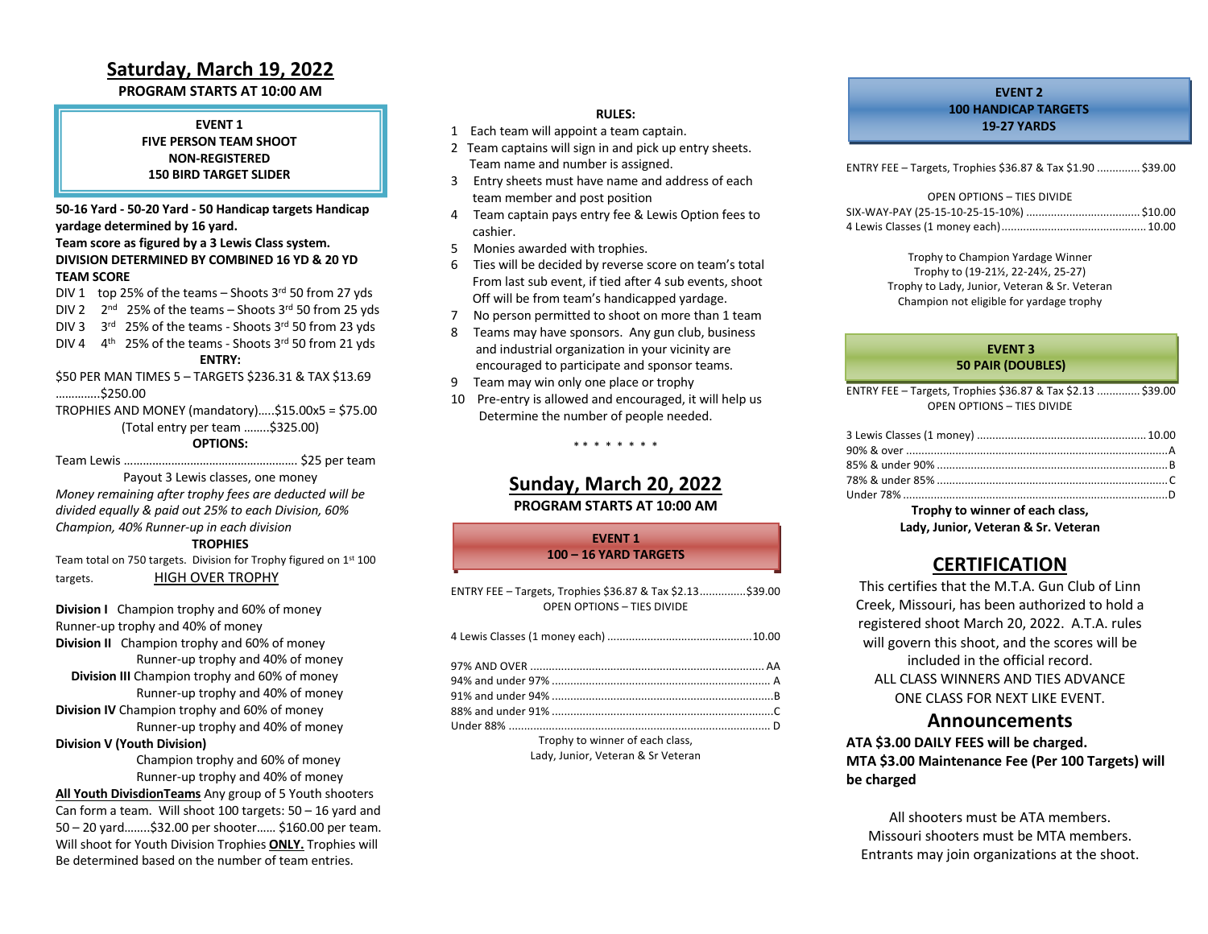## Saturday, March 19, 2022

**PROGRAM STARTS AT 10:00 AM**

**EVENT 1**
**FIVE PERSON TEAM SHOOT**
**NON-REGISTERED**
**150 BIRD TARGET SLIDER**

**50-16 Yard - 50-20 Yard - 50 Handicap targets Handicap yardage determined by 16 yard.**
**Team score as figured by a 3 Lewis Class system.**
**DIVISION DETERMINED BY COMBINED 16 YD & 20 YD TEAM SCORE**

DIV 1 top 25% of the teams – Shoots 3rd 50 from 27 yds
DIV 2 2nd 25% of the teams – Shoots 3rd 50 from 25 yds
DIV 3 3rd 25% of the teams - Shoots 3rd 50 from 23 yds
DIV 4 4th 25% of the teams - Shoots 3rd 50 from 21 yds

**ENTRY:**

$50 PER MAN TIMES 5 – TARGETS $236.31 & TAX $13.69 ..............$250.00
TROPHIES AND MONEY (mandatory).....$15.00x5 = $75.00
(Total entry per team ........$325.00)

**OPTIONS:**

Team Lewis ...................................................... $25 per team
Payout 3 Lewis classes, one money
*Money remaining after trophy fees are deducted will be divided equally & paid out 25% to each Division, 60% Champion, 40% Runner-up in each division*

**TROPHIES**

Team total on 750 targets. Division for Trophy figured on 1st 100 targets. <u>HIGH OVER TROPHY</u>

**Division I** Champion trophy and 60% of money
Runner-up trophy and 40% of money
**Division II** Champion trophy and 60% of money
Runner-up trophy and 40% of money
**Division III** Champion trophy and 60% of money
Runner-up trophy and 40% of money
**Division IV** Champion trophy and 60% of money
Runner-up trophy and 40% of money
**Division V (Youth Division)**
Champion trophy and 60% of money
Runner-up trophy and 40% of money

**<u>All Youth DivisdionTeams</u>** Any group of 5 Youth shooters Can form a team. Will shoot 100 targets: 50 – 16 yard and 50 – 20 yard........$32.00 per shooter...... $160.00 per team. Will shoot for Youth Division Trophies **<u>ONLY.</u>** Trophies will Be determined based on the number of team entries.

**RULES:**

1. Each team will appoint a team captain.
2. Team captains will sign in and pick up entry sheets. Team name and number is assigned.
3. Entry sheets must have name and address of each team member and post position
4. Team captain pays entry fee & Lewis Option fees to cashier.
5. Monies awarded with trophies.
6. Ties will be decided by reverse score on team's total From last sub event, if tied after 4 sub events, shoot Off will be from team's handicapped yardage.
7. No person permitted to shoot on more than 1 team
8. Teams may have sponsors. Any gun club, business and industrial organization in your vicinity are encouraged to participate and sponsor teams.
9. Team may win only one place or trophy
10. Pre-entry is allowed and encouraged, it will help us Determine the number of people needed.

\* \* \* \* \* \* \* \*

## Sunday, March 20, 2022

**PROGRAM STARTS AT 10:00 AM**

**EVENT 1**
**100 – 16 YARD TARGETS**

ENTRY FEE – Targets, Trophies $36.87 & Tax $2.13...............$39.00
OPEN OPTIONS – TIES DIVIDE

4 Lewis Classes (1 money each)..............................................10.00

97% AND OVER ........................................................................... AA
94% and under 97% ...................................................................... A
91% and under 94% .......................................................................B
88% and under 91% .......................................................................C
Under 88% ..................................................................................... D

Trophy to winner of each class,
Lady, Junior, Veteran & Sr Veteran

**EVENT 2**
**100 HANDICAP TARGETS**
**19-27 YARDS**

ENTRY FEE – Targets, Trophies $36.87 & Tax $1.90 ............. $39.00

OPEN OPTIONS – TIES DIVIDE
SIX-WAY-PAY (25-15-10-25-15-10%) ..................................... $10.00
4 Lewis Classes (1 money each).............................................. 10.00

Trophy to Champion Yardage Winner
Trophy to (19-21½, 22-24½, 25-27)
Trophy to Lady, Junior, Veteran & Sr. Veteran
Champion not eligible for yardage trophy

**EVENT 3**
**50 PAIR (DOUBLES)**

ENTRY FEE – Targets, Trophies $36.87 & Tax $2.13 ............. $39.00
OPEN OPTIONS – TIES DIVIDE

3 Lewis Classes (1 money) ...................................................... 10.00
90% & over .....................................................................................A
85% & under 90% ...........................................................................B
78% & under 85% ...........................................................................C
Under 78% ......................................................................................D

**Trophy to winner of each class,**
**Lady, Junior, Veteran & Sr. Veteran**

## <u>CERTIFICATION</u>

This certifies that the M.T.A. Gun Club of Linn Creek, Missouri, has been authorized to hold a registered shoot March 20, 2022. A.T.A. rules will govern this shoot, and the scores will be included in the official record.
ALL CLASS WINNERS AND TIES ADVANCE ONE CLASS FOR NEXT LIKE EVENT.

## Announcements

**ATA $3.00 DAILY FEES will be charged.**
**MTA $3.00 Maintenance Fee (Per 100 Targets) will be charged**

All shooters must be ATA members.
Missouri shooters must be MTA members.
Entrants may join organizations at the shoot.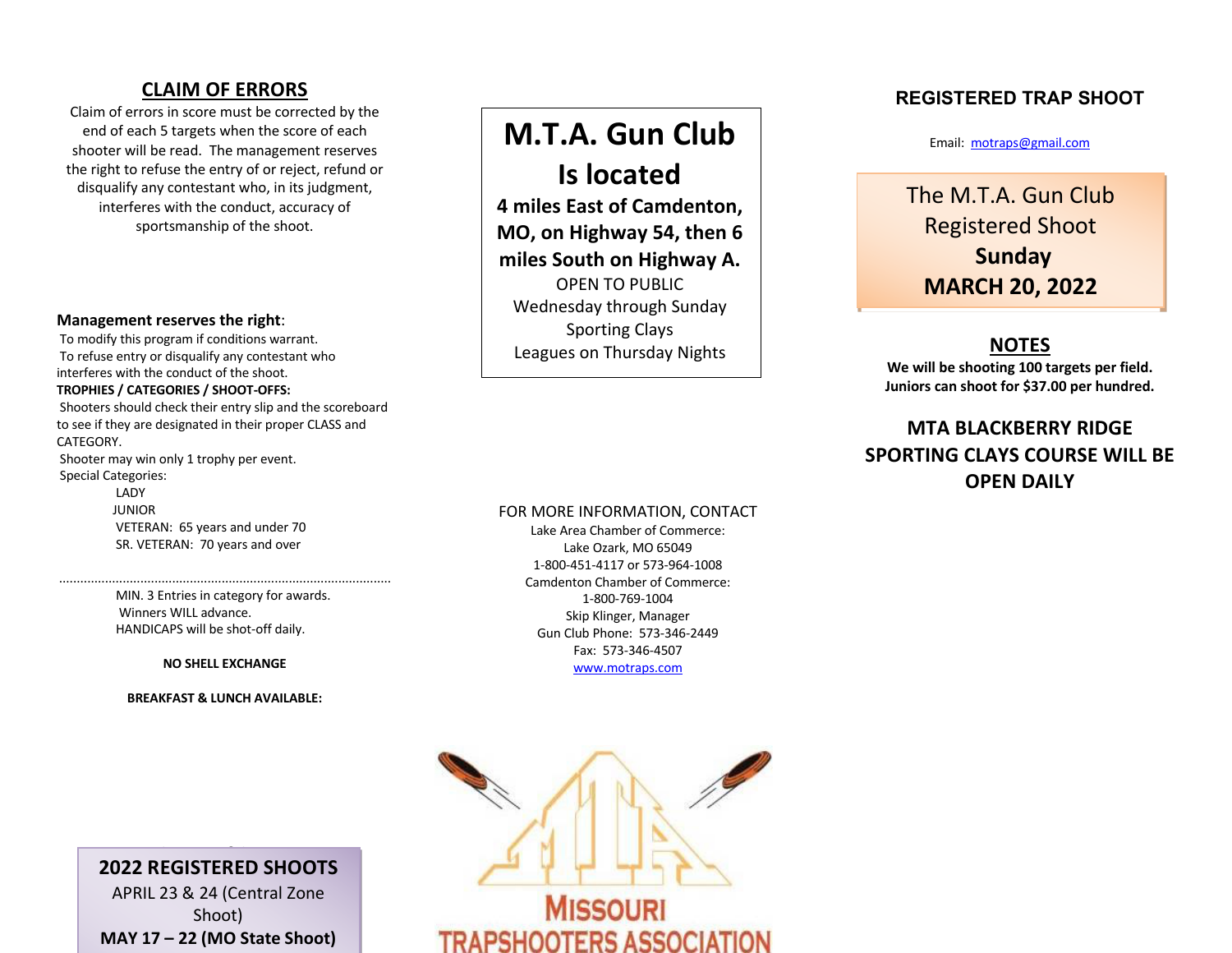## CLAIM OF ERRORS

Claim of errors in score must be corrected by the end of each 5 targets when the score of each shooter will be read. The management reserves the right to refuse the entry of or reject, refund or disqualify any contestant who, in its judgment, interferes with the conduct, accuracy of sportsmanship of the shoot.

**Management reserves the right**:

To modify this program if conditions warrant.
To refuse entry or disqualify any contestant who interferes with the conduct of the shoot.

**TROPHIES / CATEGORIES / SHOOT-OFFS:**

Shooters should check their entry slip and the scoreboard to see if they are designated in their proper CLASS and CATEGORY.
Shooter may win only 1 trophy per event.
Special Categories:

- LADY
- JUNIOR
- VETERAN: 65 years and under 70
- SR. VETERAN: 70 years and over

MIN. 3 Entries in category for awards.
Winners WILL advance.
HANDICAPS will be shot-off daily.

**NO SHELL EXCHANGE**

**BREAKFAST & LUNCH AVAILABLE:**

**2022 REGISTERED SHOOTS**

APRIL 23 & 24 (Central Zone Shoot)

**MAY 17 – 22 (MO State Shoot)**

# M.T.A. Gun Club Is located

**4 miles East of Camdenton, MO, on Highway 54, then 6 miles South on Highway A.**

OPEN TO PUBLIC
Wednesday through Sunday
Sporting Clays
Leagues on Thursday Nights

FOR MORE INFORMATION, CONTACT
Lake Area Chamber of Commerce:
Lake Ozark, MO 65049
1-800-451-4117 or 573-964-1008
Camdenton Chamber of Commerce:
1-800-769-1004
Skip Klinger, Manager
Gun Club Phone: 573-346-2449
Fax: 573-346-4507
www.motraps.com

MISSOURI TRAPSHOOTERS ASSOCIATION

## REGISTERED TRAP SHOOT

Email: motraps@gmail.com

The M.T.A. Gun Club Registered Shoot
**Sunday**
**MARCH 20, 2022**

## NOTES

**We will be shooting 100 targets per field.**
**Juniors can shoot for $37.00 per hundred.**

**MTA BLACKBERRY RIDGE SPORTING CLAYS COURSE WILL BE OPEN DAILY**